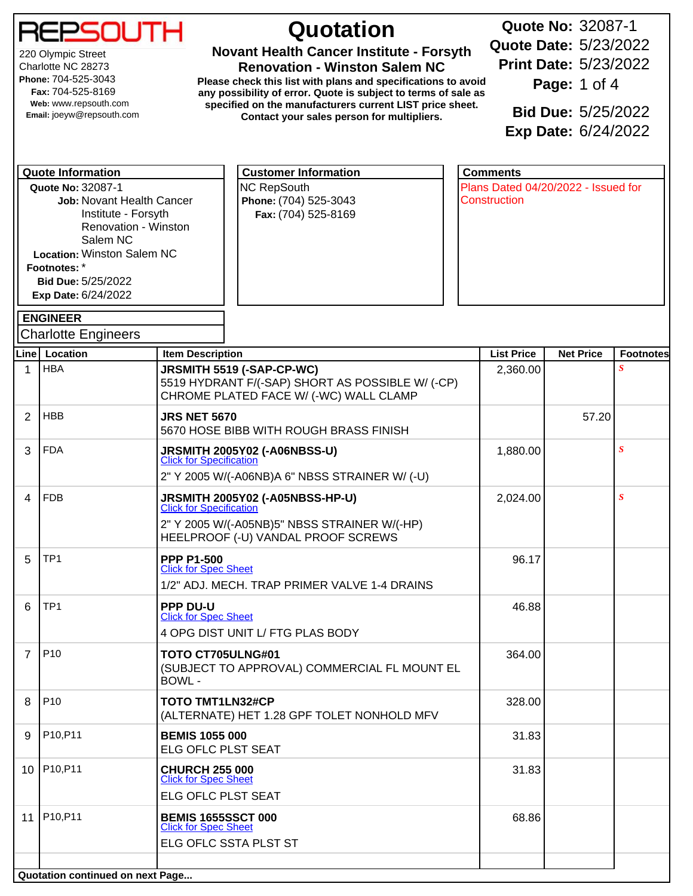# REPSOUTH

220 Olympic Street
Charlotte NC 28273
**Phone:** 704-525-3043
**Fax:** 704-525-8169
**Web:** www.repsouth.com
**Email:** joeyw@repsouth.com

# Quotation

**Novant Health Cancer Institute - Forsyth Renovation - Winston Salem NC**

**Please check this list with plans and specifications to avoid any possibility of error. Quote is subject to terms of sale as specified on the manufacturers current LIST price sheet. Contact your sales person for multipliers.**

**Quote No:** 32087-1
**Quote Date:** 5/23/2022
**Print Date:** 5/23/2022
**Page:** 1 of 4
**Bid Due:** 5/25/2022
**Exp Date:** 6/24/2022

## Quote Information

**Quote No:** 32087-1
**Job:** Novant Health Cancer Institute - Forsyth Renovation - Winston Salem NC
**Location:** Winston Salem NC
**Footnotes:** *
**Bid Due:** 5/25/2022
**Exp Date:** 6/24/2022

## Customer Information

NC RepSouth
**Phone:** (704) 525-3043
**Fax:** (704) 525-8169

## Comments

Plans Dated 04/20/2022 - Issued for Construction

## ENGINEER

Charlotte Engineers

| Line | Location | Item Description | List Price | Net Price | Footnotes |
|---|---|---|---|---|---|
| 1 | HBA | **JRSMITH 5519 (-SAP-CP-WC)**<br>5519 HYDRANT F/(-SAP) SHORT AS POSSIBLE W/ (-CP) CHROME PLATED FACE W/ (-WC) WALL CLAMP | 2,360.00 | | S |
| 2 | HBB | **JRS NET 5670**<br>5670 HOSE BIBB WITH ROUGH BRASS FINISH | | 57.20 | |
| 3 | FDA | **JRSMITH 2005Y02 (-A06NBSS-U)**<br>Click for Specification<br>2" Y 2005 W/(-A06NB)A 6" NBSS STRAINER W/ (-U) | 1,880.00 | | S |
| 4 | FDB | **JRSMITH 2005Y02 (-A05NBSS-HP-U)**<br>Click for Specification<br>2" Y 2005 W/(-A05NB)5" NBSS STRAINER W/(-HP) HEELPROOF (-U) VANDAL PROOF SCREWS | 2,024.00 | | S |
| 5 | TP1 | **PPP P1-500**<br>Click for Spec Sheet<br>1/2" ADJ. MECH. TRAP PRIMER VALVE 1-4 DRAINS | 96.17 | | |
| 6 | TP1 | **PPP DU-U**<br>Click for Spec Sheet<br>4 OPG DIST UNIT L/ FTG PLAS BODY | 46.88 | | |
| 7 | P10 | **TOTO CT705ULNG#01**<br>(SUBJECT TO APPROVAL) COMMERCIAL FL MOUNT EL BOWL - | 364.00 | | |
| 8 | P10 | **TOTO TMT1LN32#CP**<br>(ALTERNATE) HET 1.28 GPF TOLET NONHOLD MFV | 328.00 | | |
| 9 | P10,P11 | **BEMIS 1055 000**<br>ELG OFLC PLST SEAT | 31.83 | | |
| 10 | P10,P11 | **CHURCH 255 000**<br>Click for Spec Sheet<br>ELG OFLC PLST SEAT | 31.83 | | |
| 11 | P10,P11 | **BEMIS 1655SSCT 000**<br>Click for Spec Sheet<br>ELG OFLC SSTA PLST ST | 68.86 | | |

**Quotation continued on next Page...**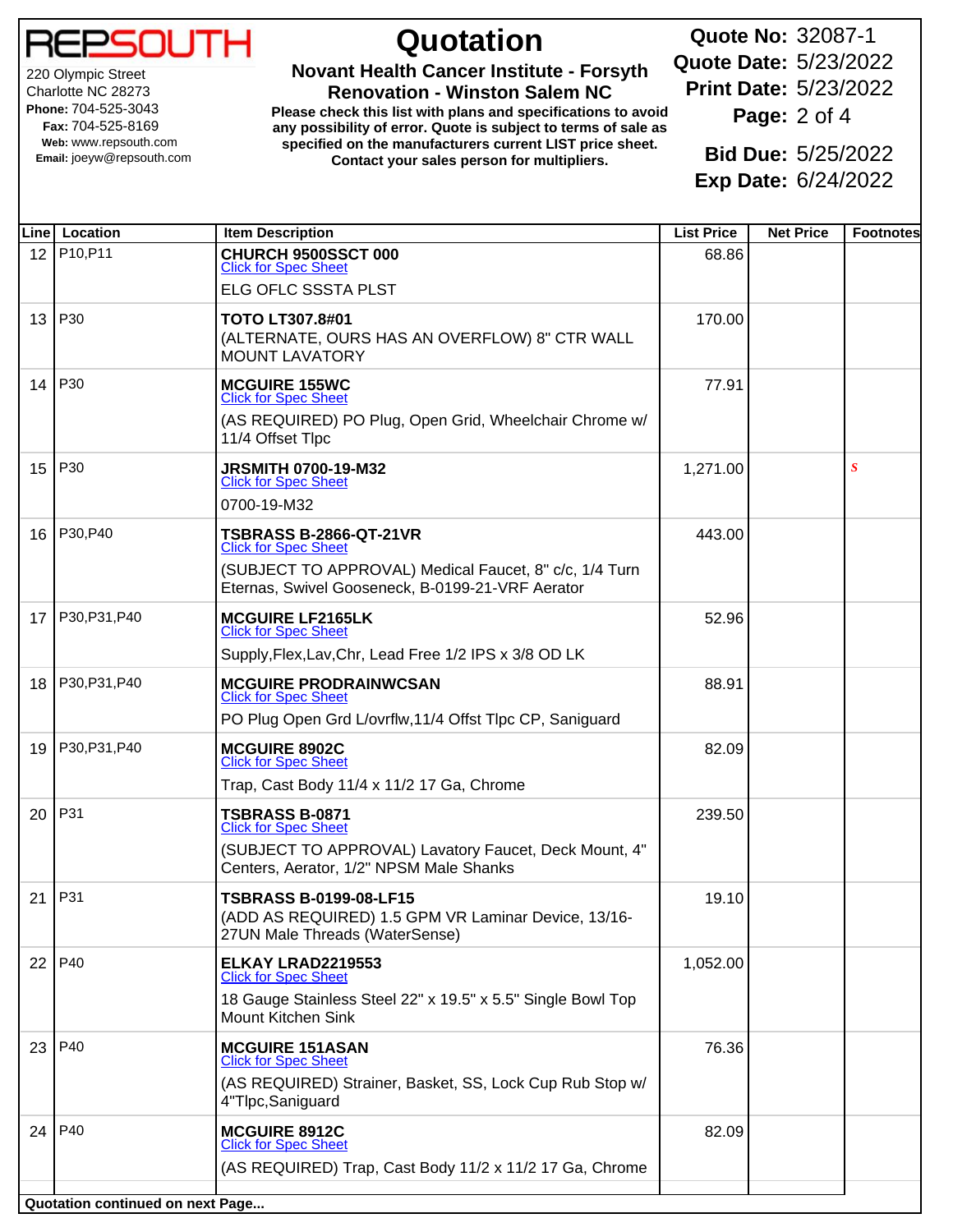**REPSOUTH**

220 Olympic Street
Charlotte NC 28273
**Phone:** 704-525-3043
**Fax:** 704-525-8169
**Web:** www.repsouth.com
**Email:** joeyw@repsouth.com

# Quotation

**Novant Health Cancer Institute - Forsyth Renovation - Winston Salem NC**

**Please check this list with plans and specifications to avoid any possibility of error. Quote is subject to terms of sale as specified on the manufacturers current LIST price sheet. Contact your sales person for multipliers.**

**Quote No:** 32087-1
**Quote Date:** 5/23/2022
**Print Date:** 5/23/2022
**Bid Due:** 5/25/2022
**Exp Date:** 6/24/2022

| Line | Location | Item Description | List Price | Net Price | Footnotes |
|---|---|---|---|---|---|
| 12 | P10,P11 | **CHURCH 9500SSCT 000**<br>Click for Spec Sheet<br>ELG OFLC SSSTA PLST | 68.86 | | |
| 13 | P30 | **TOTO LT307.8#01**<br>(ALTERNATE, OURS HAS AN OVERFLOW) 8" CTR WALL MOUNT LAVATORY | 170.00 | | |
| 14 | P30 | **MCGUIRE 155WC**<br>Click for Spec Sheet<br>(AS REQUIRED) PO Plug, Open Grid, Wheelchair Chrome w/ 11/4 Offset Tlpc | 77.91 | | |
| 15 | P30 | **JRSMITH 0700-19-M32**<br>Click for Spec Sheet<br>0700-19-M32 | 1,271.00 | | *S* |
| 16 | P30,P40 | **TSBRASS B-2866-QT-21VR**<br>Click for Spec Sheet<br>(SUBJECT TO APPROVAL) Medical Faucet, 8" c/c, 1/4 Turn Eternas, Swivel Gooseneck, B-0199-21-VRF Aerator | 443.00 | | |
| 17 | P30,P31,P40 | **MCGUIRE LF2165LK**<br>Click for Spec Sheet<br>Supply,Flex,Lav,Chr, Lead Free 1/2 IPS x 3/8 OD LK | 52.96 | | |
| 18 | P30,P31,P40 | **MCGUIRE PRODRAINWCSAN**<br>Click for Spec Sheet<br>PO Plug Open Grd L/ovrflw,11/4 Offst Tlpc CP, Saniguard | 88.91 | | |
| 19 | P30,P31,P40 | **MCGUIRE 8902C**<br>Click for Spec Sheet<br>Trap, Cast Body 11/4 x 11/2 17 Ga, Chrome | 82.09 | | |
| 20 | P31 | **TSBRASS B-0871**<br>Click for Spec Sheet<br>(SUBJECT TO APPROVAL) Lavatory Faucet, Deck Mount, 4" Centers, Aerator, 1/2" NPSM Male Shanks | 239.50 | | |
| 21 | P31 | **TSBRASS B-0199-08-LF15**<br>(ADD AS REQUIRED) 1.5 GPM VR Laminar Device, 13/16-27UN Male Threads (WaterSense) | 19.10 | | |
| 22 | P40 | **ELKAY LRAD2219553**<br>Click for Spec Sheet<br>18 Gauge Stainless Steel 22" x 19.5" x 5.5" Single Bowl Top Mount Kitchen Sink | 1,052.00 | | |
| 23 | P40 | **MCGUIRE 151ASAN**<br>Click for Spec Sheet<br>(AS REQUIRED) Strainer, Basket, SS, Lock Cup Rub Stop w/ 4"Tlpc,Saniguard | 76.36 | | |
| 24 | P40 | **MCGUIRE 8912C**<br>Click for Spec Sheet<br>(AS REQUIRED) Trap, Cast Body 11/2 x 11/2 17 Ga, Chrome | 82.09 | | |

**Quotation continued on next Page...**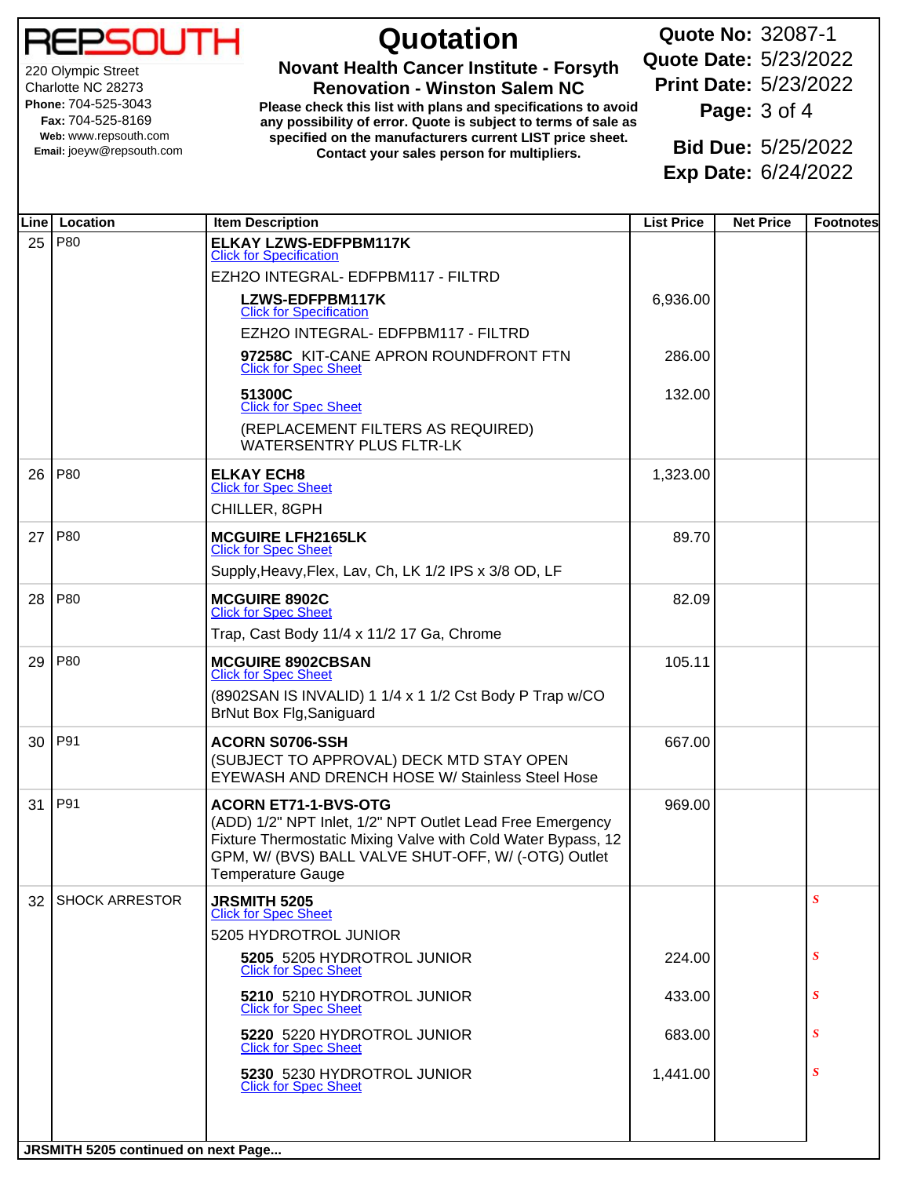# REPSOUTH

220 Olympic Street
Charlotte NC 28273
**Phone:** 704-525-3043
**Fax:** 704-525-8169
**Web:** www.repsouth.com
**Email:** joeyw@repsouth.com

# Quotation

**Novant Health Cancer Institute - Forsyth Renovation - Winston Salem NC**

**Please check this list with plans and specifications to avoid any possibility of error. Quote is subject to terms of sale as specified on the manufacturers current LIST price sheet. Contact your sales person for multipliers.**

**Quote No:** 32087-1
**Quote Date:** 5/23/2022
**Print Date:** 5/23/2022
**Bid Due:** 5/25/2022
**Exp Date:** 6/24/2022

| Line | Location | Item Description | List Price | Net Price | Footnotes |
|---|---|---|---|---|---|
| 25 | P80 | **ELKAY LZWS-EDFPBM117K** Click for Specification<br>EZH2O INTEGRAL- EDFPBM117 - FILTRD | | | |
| | | **LZWS-EDFPBM117K** Click for Specification<br>EZH2O INTEGRAL- EDFPBM117 - FILTRD | 6,936.00 | | |
| | | **97258C** KIT-CANE APRON ROUNDFRONT FTN Click for Spec Sheet | 286.00 | | |
| | | **51300C** Click for Spec Sheet<br>(REPLACEMENT FILTERS AS REQUIRED) WATERSENTRY PLUS FLTR-LK | 132.00 | | |
| 26 | P80 | **ELKAY ECH8** Click for Spec Sheet<br>CHILLER, 8GPH | 1,323.00 | | |
| 27 | P80 | **MCGUIRE LFH2165LK** Click for Spec Sheet<br>Supply,Heavy,Flex, Lav, Ch, LK 1/2 IPS x 3/8 OD, LF | 89.70 | | |
| 28 | P80 | **MCGUIRE 8902C** Click for Spec Sheet<br>Trap, Cast Body 11/4 x 11/2 17 Ga, Chrome | 82.09 | | |
| 29 | P80 | **MCGUIRE 8902CBSAN** Click for Spec Sheet<br>(8902SAN IS INVALID) 1 1/4 x 1 1/2 Cst Body P Trap w/CO BrNut Box Flg,Saniguard | 105.11 | | |
| 30 | P91 | **ACORN S0706-SSH**<br>(SUBJECT TO APPROVAL) DECK MTD STAY OPEN EYEWASH AND DRENCH HOSE W/ Stainless Steel Hose | 667.00 | | |
| 31 | P91 | **ACORN ET71-1-BVS-OTG**<br>(ADD) 1/2" NPT Inlet, 1/2" NPT Outlet Lead Free Emergency Fixture Thermostatic Mixing Valve with Cold Water Bypass, 12 GPM, W/ (BVS) BALL VALVE SHUT-OFF, W/ (-OTG) Outlet Temperature Gauge | 969.00 | | |
| 32 | SHOCK ARRESTOR | **JRSMITH 5205** Click for Spec Sheet<br>5205 HYDROTROL JUNIOR | | | S |
| | | **5205** 5205 HYDROTROL JUNIOR Click for Spec Sheet | 224.00 | | S |
| | | **5210** 5210 HYDROTROL JUNIOR Click for Spec Sheet | 433.00 | | S |
| | | **5220** 5220 HYDROTROL JUNIOR Click for Spec Sheet | 683.00 | | S |
| | | **5230** 5230 HYDROTROL JUNIOR Click for Spec Sheet | 1,441.00 | | S |

**JRSMITH 5205 continued on next Page...**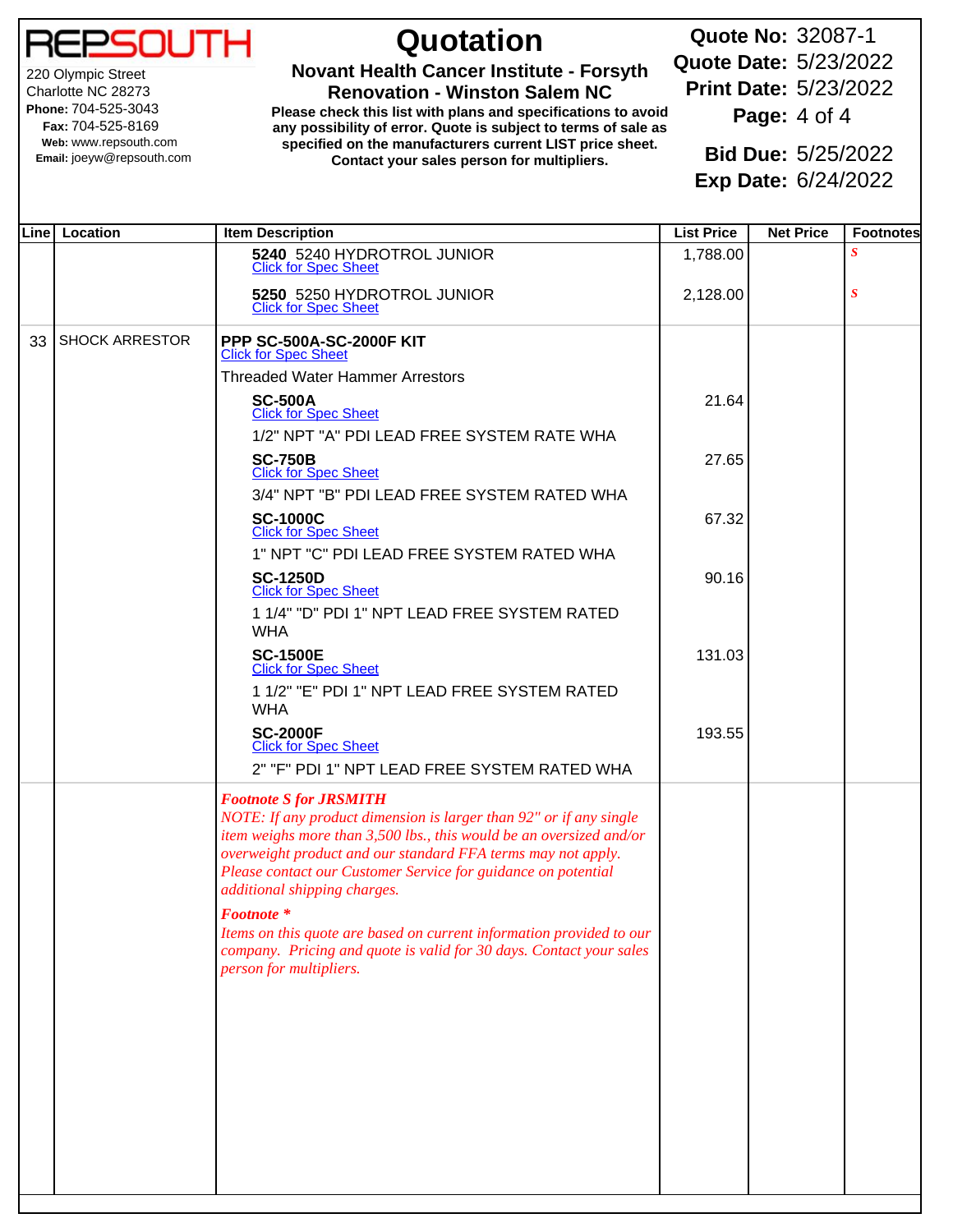# REPSOUTH

220 Olympic Street
Charlotte NC 28273
**Phone:** 704-525-3043
**Fax:** 704-525-8169
**Web:** www.repsouth.com
**Email:** joeyw@repsouth.com

# Quotation

**Novant Health Cancer Institute - Forsyth Renovation - Winston Salem NC**

**Please check this list with plans and specifications to avoid any possibility of error. Quote is subject to terms of sale as specified on the manufacturers current LIST price sheet. Contact your sales person for multipliers.**

**Quote No:** 32087-1
**Quote Date:** 5/23/2022
**Print Date:** 5/23/2022

**Bid Due:** 5/25/2022
**Exp Date:** 6/24/2022

| Line | Location | Item Description | List Price | Net Price | Footnotes |
|---|---|---|---|---|---|
| | | **5240** 5240 HYDROTROL JUNIOR<br>Click for Spec Sheet | 1,788.00 | | S |
| | | **5250** 5250 HYDROTROL JUNIOR<br>Click for Spec Sheet | 2,128.00 | | S |
| 33 | SHOCK ARRESTOR | **PPP SC-500A-SC-2000F KIT**<br>Click for Spec Sheet<br>Threaded Water Hammer Arrestors | | | |
| | | **SC-500A**<br>Click for Spec Sheet<br>1/2" NPT "A" PDI LEAD FREE SYSTEM RATE WHA | 21.64 | | |
| | | **SC-750B**<br>Click for Spec Sheet<br>3/4" NPT "B" PDI LEAD FREE SYSTEM RATED WHA | 27.65 | | |
| | | **SC-1000C**<br>Click for Spec Sheet<br>1" NPT "C" PDI LEAD FREE SYSTEM RATED WHA | 67.32 | | |
| | | **SC-1250D**<br>Click for Spec Sheet<br>1 1/4" "D" PDI 1" NPT LEAD FREE SYSTEM RATED WHA | 90.16 | | |
| | | **SC-1500E**<br>Click for Spec Sheet<br>1 1/2" "E" PDI 1" NPT LEAD FREE SYSTEM RATED WHA | 131.03 | | |
| | | **SC-2000F**<br>Click for Spec Sheet<br>2" "F" PDI 1" NPT LEAD FREE SYSTEM RATED WHA | 193.55 | | |

***Footnote S for JRSMITH***
*NOTE: If any product dimension is larger than 92" or if any single item weighs more than 3,500 lbs., this would be an oversized and/or overweight product and our standard FFA terms may not apply. Please contact our Customer Service for guidance on potential additional shipping charges.*

***Footnote ****
*Items on this quote are based on current information provided to our company. Pricing and quote is valid for 30 days. Contact your sales person for multipliers.*